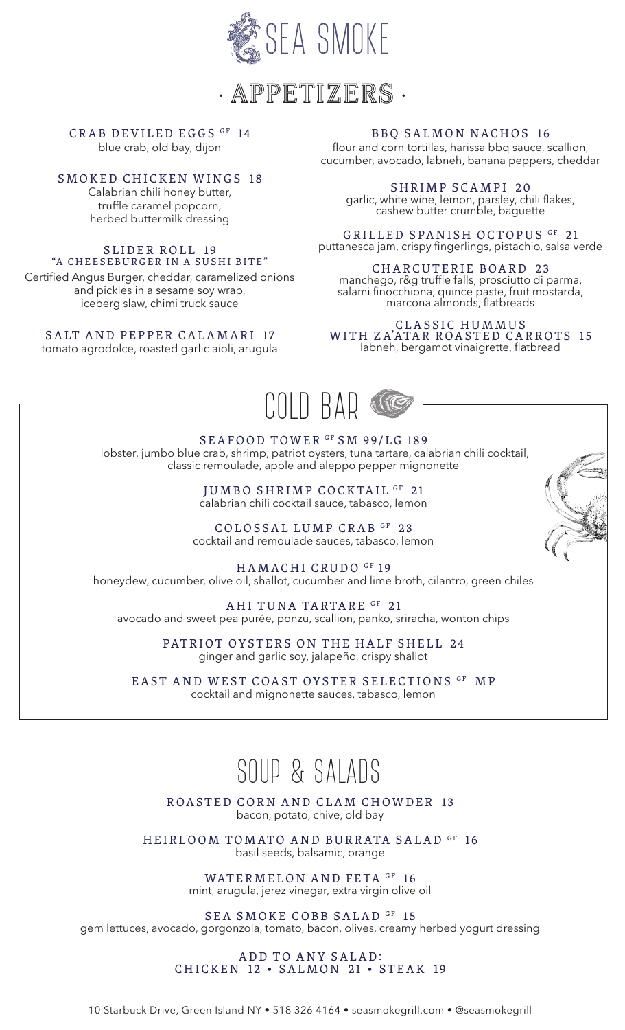# SEA SMOKE

## · APPETIZERS ·

**CRAB DEVILED EGGS** GF **14**
blue crab, old bay, dijon

**SMOKED CHICKEN WINGS 18**
Calabrian chili honey butter, truffle caramel popcorn, herbed buttermilk dressing

**SLIDER ROLL 19**
**"A CHEESEBURGER IN A SUSHI BITE"**
Certified Angus Burger, cheddar, caramelized onions and pickles in a sesame soy wrap, iceberg slaw, chimi truck sauce

**SALT AND PEPPER CALAMARI 17**
tomato agrodolce, roasted garlic aioli, arugula

**BBQ SALMON NACHOS 16**
flour and corn tortillas, harissa bbq sauce, scallion, cucumber, avocado, labneh, banana peppers, cheddar

**SHRIMP SCAMPI 20**
garlic, white wine, lemon, parsley, chili flakes, cashew butter crumble, baguette

**GRILLED SPANISH OCTOPUS** GF **21**
puttanesca jam, crispy fingerlings, pistachio, salsa verde

**CHARCUTERIE BOARD 23**
manchego, r&g truffle falls, prosciutto di parma, salami finocchiona, quince paste, fruit mostarda, marcona almonds, flatbreads

**CLASSIC HUMMUS WITH ZA'ATAR ROASTED CARROTS 15**
labneh, bergamot vinaigrette, flatbread

## COLD BAR

**SEAFOOD TOWER** GF **SM 99/LG 189**
lobster, jumbo blue crab, shrimp, patriot oysters, tuna tartare, calabrian chili cocktail, classic remoulade, apple and aleppo pepper mignonette

**JUMBO SHRIMP COCKTAIL** GF **21**
calabrian chili cocktail sauce, tabasco, lemon

**COLOSSAL LUMP CRAB** GF **23**
cocktail and remoulade sauces, tabasco, lemon

**HAMACHI CRUDO** GF **19**
honeydew, cucumber, olive oil, shallot, cucumber and lime broth, cilantro, green chiles

**AHI TUNA TARTARE** GF **21**
avocado and sweet pea purée, ponzu, scallion, panko, sriracha, wonton chips

**PATRIOT OYSTERS ON THE HALF SHELL 24**
ginger and garlic soy, jalapeño, crispy shallot

**EAST AND WEST COAST OYSTER SELECTIONS** GF **MP**
cocktail and mignonette sauces, tabasco, lemon

## SOUP & SALADS

**ROASTED CORN AND CLAM CHOWDER 13**
bacon, potato, chive, old bay

**HEIRLOOM TOMATO AND BURRATA SALAD** GF **16**
basil seeds, balsamic, orange

**WATERMELON AND FETA** GF **16**
mint, arugula, jerez vinegar, extra virgin olive oil

**SEA SMOKE COBB SALAD** GF **15**
gem lettuces, avocado, gorgonzola, tomato, bacon, olives, creamy herbed yogurt dressing

**ADD TO ANY SALAD:**
**CHICKEN 12 • SALMON 21 • STEAK 19**

10 Starbuck Drive, Green Island NY • 518 326 4164 • seasmokegrill.com • @seasmokegrill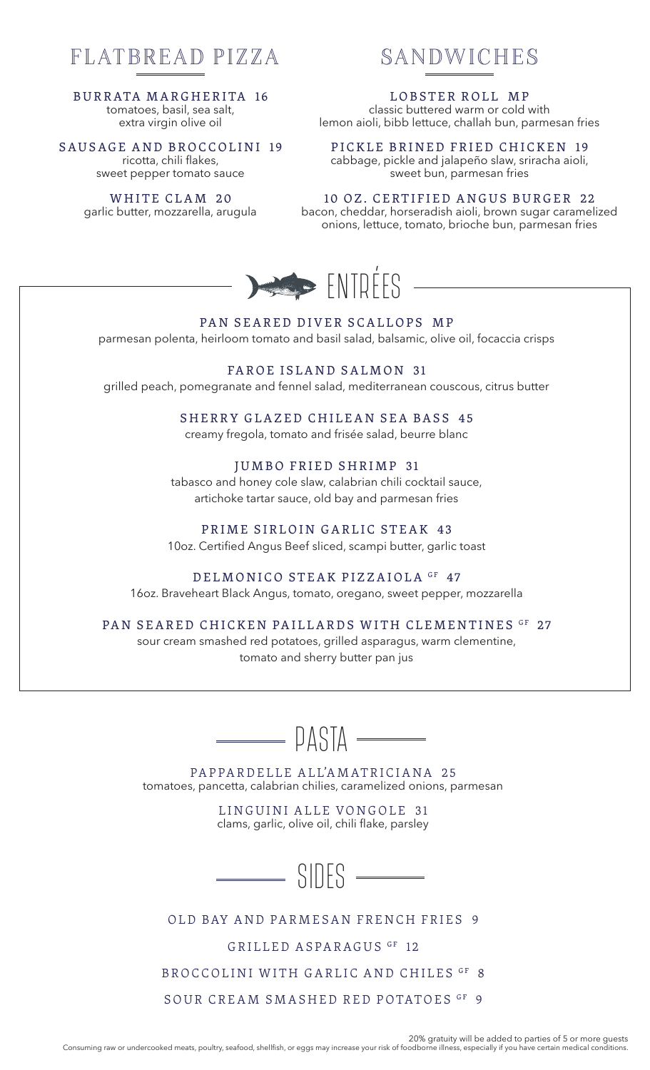## FLATBREAD PIZZA

**BURRATA MARGHERITA 16**
tomatoes, basil, sea salt, extra virgin olive oil

**SAUSAGE AND BROCCOLINI 19**
ricotta, chili flakes, sweet pepper tomato sauce

**WHITE CLAM 20**
garlic butter, mozzarella, arugula

## SANDWICHES

**LOBSTER ROLL MP**
classic buttered warm or cold with lemon aioli, bibb lettuce, challah bun, parmesan fries

**PICKLE BRINED FRIED CHICKEN 19**
cabbage, pickle and jalapeño slaw, sriracha aioli, sweet bun, parmesan fries

**10 OZ. CERTIFIED ANGUS BURGER 22**
bacon, cheddar, horseradish aioli, brown sugar caramelized onions, lettuce, tomato, brioche bun, parmesan fries

## ENTRÉES

**PAN SEARED DIVER SCALLOPS MP**
parmesan polenta, heirloom tomato and basil salad, balsamic, olive oil, focaccia crisps

**FAROE ISLAND SALMON 31**
grilled peach, pomegranate and fennel salad, mediterranean couscous, citrus butter

**SHERRY GLAZED CHILEAN SEA BASS 45**
creamy fregola, tomato and frisée salad, beurre blanc

**JUMBO FRIED SHRIMP 31**
tabasco and honey cole slaw, calabrian chili cocktail sauce, artichoke tartar sauce, old bay and parmesan fries

**PRIME SIRLOIN GARLIC STEAK 43**
10oz. Certified Angus Beef sliced, scampi butter, garlic toast

**DELMONICO STEAK PIZZAIOLA GF 47**
16oz. Braveheart Black Angus, tomato, oregano, sweet pepper, mozzarella

**PAN SEARED CHICKEN PAILLARDS WITH CLEMENTINES GF 27**
sour cream smashed red potatoes, grilled asparagus, warm clementine, tomato and sherry butter pan jus

## PASTA

**PAPPARDELLE ALL'AMATRICIANA 25**
tomatoes, pancetta, calabrian chilies, caramelized onions, parmesan

**LINGUINI ALLE VONGOLE 31**
clams, garlic, olive oil, chili flake, parsley

## SIDES

OLD BAY AND PARMESAN FRENCH FRIES 9

GRILLED ASPARAGUS GF 12

BROCCOLINI WITH GARLIC AND CHILES GF 8

SOUR CREAM SMASHED RED POTATOES GF 9

20% gratuity will be added to parties of 5 or more guests
Consuming raw or undercooked meats, poultry, seafood, shellfish, or eggs may increase your risk of foodborne illness, especially if you have certain medical conditions.